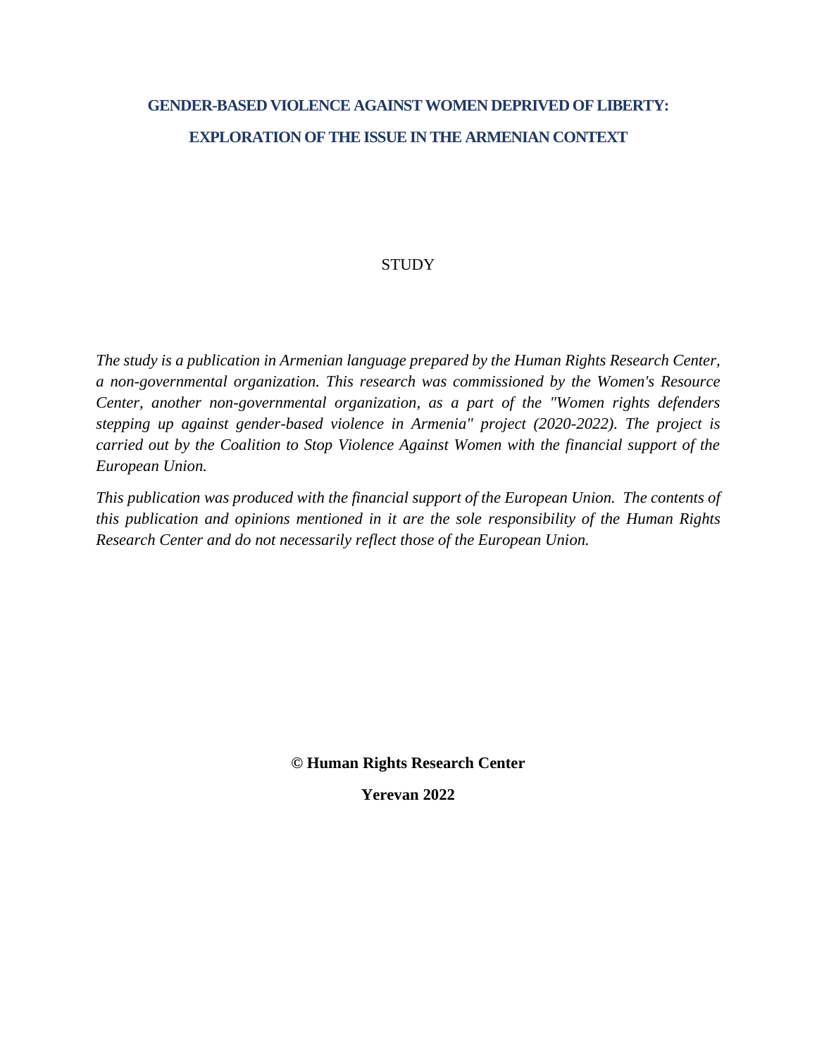# GENDER-BASED VIOLENCE AGAINST WOMEN DEPRIVED OF LIBERTY: EXPLORATION OF THE ISSUE IN THE ARMENIAN CONTEXT

STUDY

*The study is a publication in Armenian language prepared by the Human Rights Research Center, a non-governmental organization. This research was commissioned by the Women's Resource Center, another non-governmental organization, as a part of the "Women rights defenders stepping up against gender-based violence in Armenia" project (2020-2022). The project is carried out by the Coalition to Stop Violence Against Women with the financial support of the European Union.*

*This publication was produced with the financial support of the European Union. The contents of this publication and opinions mentioned in it are the sole responsibility of the Human Rights Research Center and do not necessarily reflect those of the European Union.*

**© Human Rights Research Center**

**Yerevan 2022**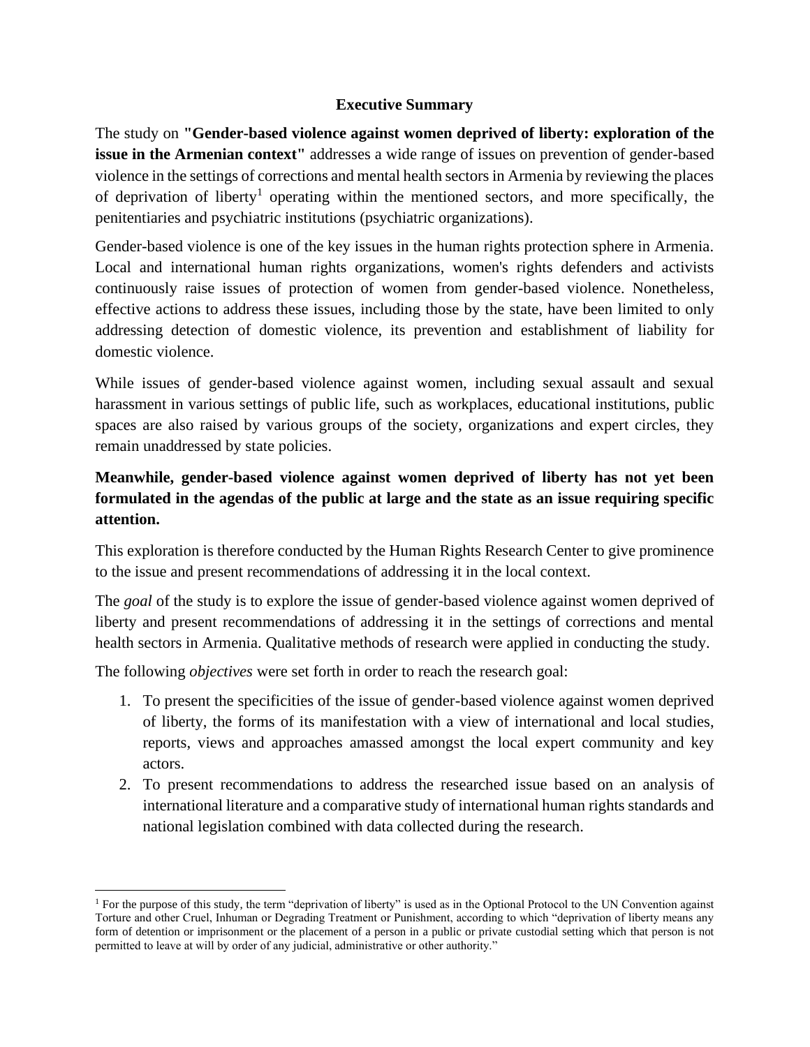## Executive Summary

The study on **"Gender-based violence against women deprived of liberty: exploration of the issue in the Armenian context"** addresses a wide range of issues on prevention of gender-based violence in the settings of corrections and mental health sectors in Armenia by reviewing the places of deprivation of liberty[1] operating within the mentioned sectors, and more specifically, the penitentiaries and psychiatric institutions (psychiatric organizations).

Gender-based violence is one of the key issues in the human rights protection sphere in Armenia. Local and international human rights organizations, women's rights defenders and activists continuously raise issues of protection of women from gender-based violence. Nonetheless, effective actions to address these issues, including those by the state, have been limited to only addressing detection of domestic violence, its prevention and establishment of liability for domestic violence.

While issues of gender-based violence against women, including sexual assault and sexual harassment in various settings of public life, such as workplaces, educational institutions, public spaces are also raised by various groups of the society, organizations and expert circles, they remain unaddressed by state policies.

**Meanwhile, gender-based violence against women deprived of liberty has not yet been formulated in the agendas of the public at large and the state as an issue requiring specific attention.**

This exploration is therefore conducted by the Human Rights Research Center to give prominence to the issue and present recommendations of addressing it in the local context.

The *goal* of the study is to explore the issue of gender-based violence against women deprived of liberty and present recommendations of addressing it in the settings of corrections and mental health sectors in Armenia. Qualitative methods of research were applied in conducting the study.

The following *objectives* were set forth in order to reach the research goal:

1. To present the specificities of the issue of gender-based violence against women deprived of liberty, the forms of its manifestation with a view of international and local studies, reports, views and approaches amassed amongst the local expert community and key actors.
2. To present recommendations to address the researched issue based on an analysis of international literature and a comparative study of international human rights standards and national legislation combined with data collected during the research.

---

[1] For the purpose of this study, the term "deprivation of liberty" is used as in the Optional Protocol to the UN Convention against Torture and other Cruel, Inhuman or Degrading Treatment or Punishment, according to which "deprivation of liberty means any form of detention or imprisonment or the placement of a person in a public or private custodial setting which that person is not permitted to leave at will by order of any judicial, administrative or other authority."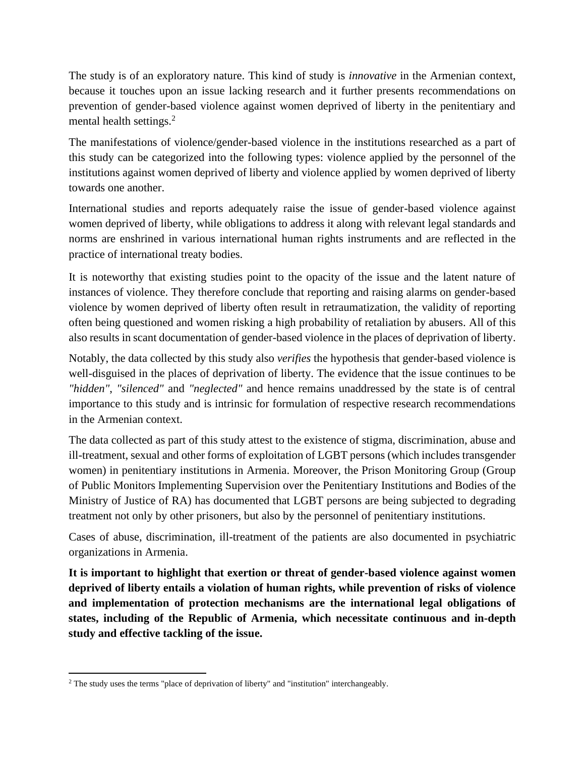The study is of an exploratory nature. This kind of study is *innovative* in the Armenian context, because it touches upon an issue lacking research and it further presents recommendations on prevention of gender-based violence against women deprived of liberty in the penitentiary and mental health settings.[2]

The manifestations of violence/gender-based violence in the institutions researched as a part of this study can be categorized into the following types: violence applied by the personnel of the institutions against women deprived of liberty and violence applied by women deprived of liberty towards one another.

International studies and reports adequately raise the issue of gender-based violence against women deprived of liberty, while obligations to address it along with relevant legal standards and norms are enshrined in various international human rights instruments and are reflected in the practice of international treaty bodies.

It is noteworthy that existing studies point to the opacity of the issue and the latent nature of instances of violence. They therefore conclude that reporting and raising alarms on gender-based violence by women deprived of liberty often result in retraumatization, the validity of reporting often being questioned and women risking a high probability of retaliation by abusers. All of this also results in scant documentation of gender-based violence in the places of deprivation of liberty.

Notably, the data collected by this study also *verifies* the hypothesis that gender-based violence is well-disguised in the places of deprivation of liberty. The evidence that the issue continues to be *"hidden"*, *"silenced"* and *"neglected"* and hence remains unaddressed by the state is of central importance to this study and is intrinsic for formulation of respective research recommendations in the Armenian context.

The data collected as part of this study attest to the existence of stigma, discrimination, abuse and ill-treatment, sexual and other forms of exploitation of LGBT persons (which includes transgender women) in penitentiary institutions in Armenia. Moreover, the Prison Monitoring Group (Group of Public Monitors Implementing Supervision over the Penitentiary Institutions and Bodies of the Ministry of Justice of RA) has documented that LGBT persons are being subjected to degrading treatment not only by other prisoners, but also by the personnel of penitentiary institutions.

Cases of abuse, discrimination, ill-treatment of the patients are also documented in psychiatric organizations in Armenia.

**It is important to highlight that exertion or threat of gender-based violence against women deprived of liberty entails a violation of human rights, while prevention of risks of violence and implementation of protection mechanisms are the international legal obligations of states, including of the Republic of Armenia, which necessitate continuous and in-depth study and effective tackling of the issue.**

---

[2] The study uses the terms "place of deprivation of liberty" and "institution" interchangeably.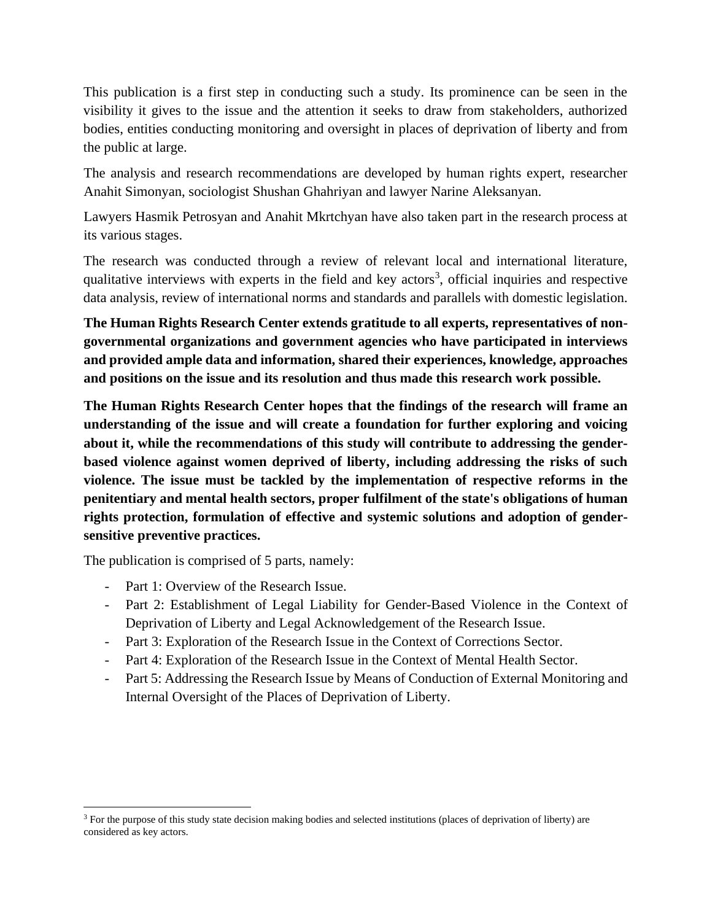This publication is a first step in conducting such a study. Its prominence can be seen in the visibility it gives to the issue and the attention it seeks to draw from stakeholders, authorized bodies, entities conducting monitoring and oversight in places of deprivation of liberty and from the public at large.

The analysis and research recommendations are developed by human rights expert, researcher Anahit Simonyan, sociologist Shushan Ghahriyan and lawyer Narine Aleksanyan.

Lawyers Hasmik Petrosyan and Anahit Mkrtchyan have also taken part in the research process at its various stages.

The research was conducted through a review of relevant local and international literature, qualitative interviews with experts in the field and key actors[3], official inquiries and respective data analysis, review of international norms and standards and parallels with domestic legislation.

**The Human Rights Research Center extends gratitude to all experts, representatives of non-governmental organizations and government agencies who have participated in interviews and provided ample data and information, shared their experiences, knowledge, approaches and positions on the issue and its resolution and thus made this research work possible.**

**The Human Rights Research Center hopes that the findings of the research will frame an understanding of the issue and will create a foundation for further exploring and voicing about it, while the recommendations of this study will contribute to addressing the gender-based violence against women deprived of liberty, including addressing the risks of such violence. The issue must be tackled by the implementation of respective reforms in the penitentiary and mental health sectors, proper fulfilment of the state's obligations of human rights protection, formulation of effective and systemic solutions and adoption of gender-sensitive preventive practices.**

The publication is comprised of 5 parts, namely:

- Part 1: Overview of the Research Issue.
- Part 2: Establishment of Legal Liability for Gender-Based Violence in the Context of Deprivation of Liberty and Legal Acknowledgement of the Research Issue.
- Part 3: Exploration of the Research Issue in the Context of Corrections Sector.
- Part 4: Exploration of the Research Issue in the Context of Mental Health Sector.
- Part 5: Addressing the Research Issue by Means of Conduction of External Monitoring and Internal Oversight of the Places of Deprivation of Liberty.

[3] For the purpose of this study state decision making bodies and selected institutions (places of deprivation of liberty) are considered as key actors.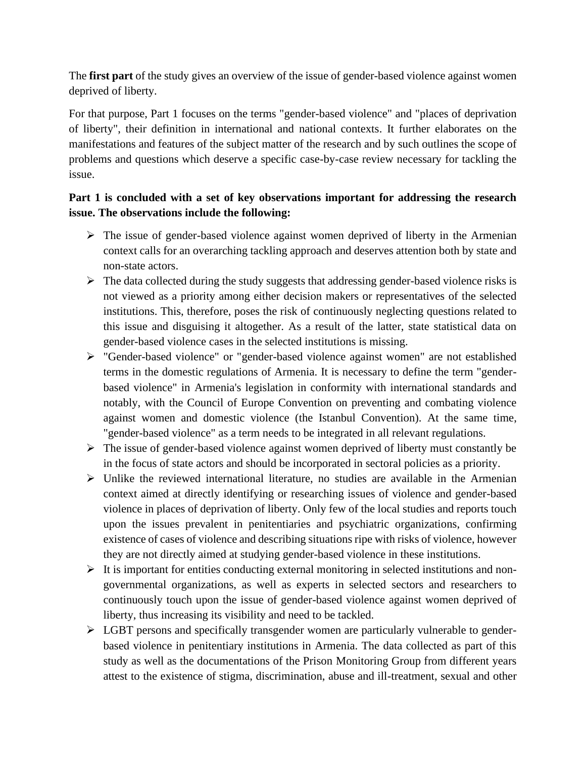The **first part** of the study gives an overview of the issue of gender-based violence against women deprived of liberty.

For that purpose, Part 1 focuses on the terms "gender-based violence" and "places of deprivation of liberty", their definition in international and national contexts. It further elaborates on the manifestations and features of the subject matter of the research and by such outlines the scope of problems and questions which deserve a specific case-by-case review necessary for tackling the issue.

**Part 1 is concluded with a set of key observations important for addressing the research issue. The observations include the following:**

- The issue of gender-based violence against women deprived of liberty in the Armenian context calls for an overarching tackling approach and deserves attention both by state and non-state actors.
- The data collected during the study suggests that addressing gender-based violence risks is not viewed as a priority among either decision makers or representatives of the selected institutions. This, therefore, poses the risk of continuously neglecting questions related to this issue and disguising it altogether. As a result of the latter, state statistical data on gender-based violence cases in the selected institutions is missing.
- "Gender-based violence" or "gender-based violence against women" are not established terms in the domestic regulations of Armenia. It is necessary to define the term "gender-based violence" in Armenia's legislation in conformity with international standards and notably, with the Council of Europe Convention on preventing and combating violence against women and domestic violence (the Istanbul Convention). At the same time, "gender-based violence" as a term needs to be integrated in all relevant regulations.
- The issue of gender-based violence against women deprived of liberty must constantly be in the focus of state actors and should be incorporated in sectoral policies as a priority.
- Unlike the reviewed international literature, no studies are available in the Armenian context aimed at directly identifying or researching issues of violence and gender-based violence in places of deprivation of liberty. Only few of the local studies and reports touch upon the issues prevalent in penitentiaries and psychiatric organizations, confirming existence of cases of violence and describing situations ripe with risks of violence, however they are not directly aimed at studying gender-based violence in these institutions.
- It is important for entities conducting external monitoring in selected institutions and non-governmental organizations, as well as experts in selected sectors and researchers to continuously touch upon the issue of gender-based violence against women deprived of liberty, thus increasing its visibility and need to be tackled.
- LGBT persons and specifically transgender women are particularly vulnerable to gender-based violence in penitentiary institutions in Armenia. The data collected as part of this study as well as the documentations of the Prison Monitoring Group from different years attest to the existence of stigma, discrimination, abuse and ill-treatment, sexual and other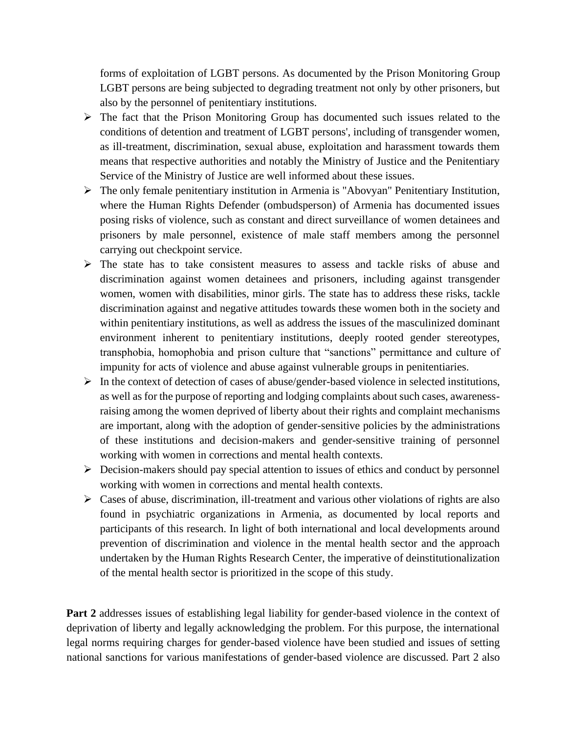forms of exploitation of LGBT persons. As documented by the Prison Monitoring Group LGBT persons are being subjected to degrading treatment not only by other prisoners, but also by the personnel of penitentiary institutions.

- The fact that the Prison Monitoring Group has documented such issues related to the conditions of detention and treatment of LGBT persons', including of transgender women, as ill-treatment, discrimination, sexual abuse, exploitation and harassment towards them means that respective authorities and notably the Ministry of Justice and the Penitentiary Service of the Ministry of Justice are well informed about these issues.
- The only female penitentiary institution in Armenia is "Abovyan" Penitentiary Institution, where the Human Rights Defender (ombudsperson) of Armenia has documented issues posing risks of violence, such as constant and direct surveillance of women detainees and prisoners by male personnel, existence of male staff members among the personnel carrying out checkpoint service.
- The state has to take consistent measures to assess and tackle risks of abuse and discrimination against women detainees and prisoners, including against transgender women, women with disabilities, minor girls. The state has to address these risks, tackle discrimination against and negative attitudes towards these women both in the society and within penitentiary institutions, as well as address the issues of the masculinized dominant environment inherent to penitentiary institutions, deeply rooted gender stereotypes, transphobia, homophobia and prison culture that "sanctions" permittance and culture of impunity for acts of violence and abuse against vulnerable groups in penitentiaries.
- In the context of detection of cases of abuse/gender-based violence in selected institutions, as well as for the purpose of reporting and lodging complaints about such cases, awareness-raising among the women deprived of liberty about their rights and complaint mechanisms are important, along with the adoption of gender-sensitive policies by the administrations of these institutions and decision-makers and gender-sensitive training of personnel working with women in corrections and mental health contexts.
- Decision-makers should pay special attention to issues of ethics and conduct by personnel working with women in corrections and mental health contexts.
- Cases of abuse, discrimination, ill-treatment and various other violations of rights are also found in psychiatric organizations in Armenia, as documented by local reports and participants of this research. In light of both international and local developments around prevention of discrimination and violence in the mental health sector and the approach undertaken by the Human Rights Research Center, the imperative of deinstitutionalization of the mental health sector is prioritized in the scope of this study.

**Part 2** addresses issues of establishing legal liability for gender-based violence in the context of deprivation of liberty and legally acknowledging the problem. For this purpose, the international legal norms requiring charges for gender-based violence have been studied and issues of setting national sanctions for various manifestations of gender-based violence are discussed. Part 2 also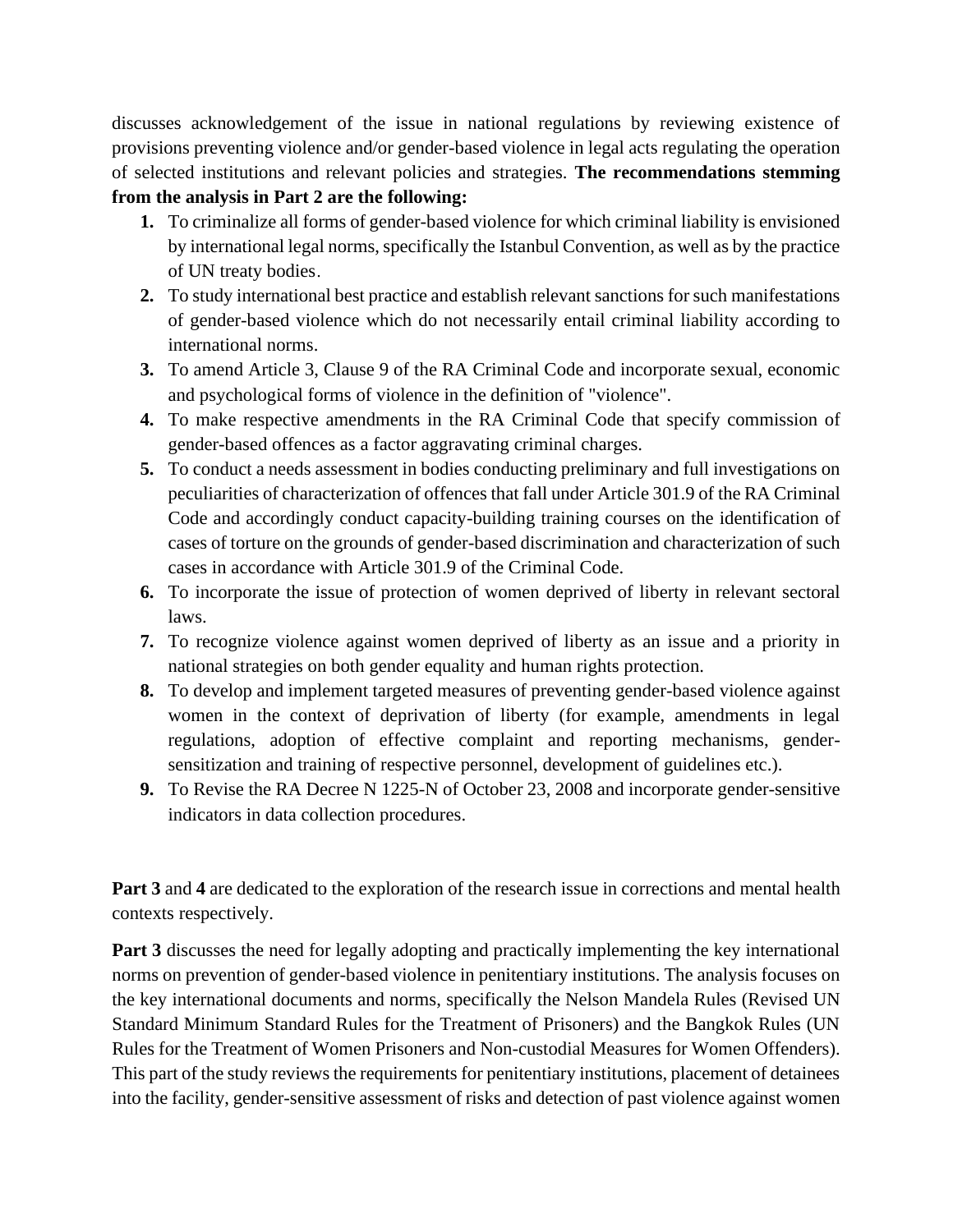discusses acknowledgement of the issue in national regulations by reviewing existence of provisions preventing violence and/or gender-based violence in legal acts regulating the operation of selected institutions and relevant policies and strategies. **The recommendations stemming from the analysis in Part 2 are the following:**

1. To criminalize all forms of gender-based violence for which criminal liability is envisioned by international legal norms, specifically the Istanbul Convention, as well as by the practice of UN treaty bodies.
2. To study international best practice and establish relevant sanctions for such manifestations of gender-based violence which do not necessarily entail criminal liability according to international norms.
3. To amend Article 3, Clause 9 of the RA Criminal Code and incorporate sexual, economic and psychological forms of violence in the definition of "violence".
4. To make respective amendments in the RA Criminal Code that specify commission of gender-based offences as a factor aggravating criminal charges.
5. To conduct a needs assessment in bodies conducting preliminary and full investigations on peculiarities of characterization of offences that fall under Article 301.9 of the RA Criminal Code and accordingly conduct capacity-building training courses on the identification of cases of torture on the grounds of gender-based discrimination and characterization of such cases in accordance with Article 301.9 of the Criminal Code.
6. To incorporate the issue of protection of women deprived of liberty in relevant sectoral laws.
7. To recognize violence against women deprived of liberty as an issue and a priority in national strategies on both gender equality and human rights protection.
8. To develop and implement targeted measures of preventing gender-based violence against women in the context of deprivation of liberty (for example, amendments in legal regulations, adoption of effective complaint and reporting mechanisms, gender-sensitization and training of respective personnel, development of guidelines etc.).
9. To Revise the RA Decree N 1225-N of October 23, 2008 and incorporate gender-sensitive indicators in data collection procedures.

**Part 3** and **4** are dedicated to the exploration of the research issue in corrections and mental health contexts respectively.

**Part 3** discusses the need for legally adopting and practically implementing the key international norms on prevention of gender-based violence in penitentiary institutions. The analysis focuses on the key international documents and norms, specifically the Nelson Mandela Rules (Revised UN Standard Minimum Standard Rules for the Treatment of Prisoners) and the Bangkok Rules (UN Rules for the Treatment of Women Prisoners and Non-custodial Measures for Women Offenders). This part of the study reviews the requirements for penitentiary institutions, placement of detainees into the facility, gender-sensitive assessment of risks and detection of past violence against women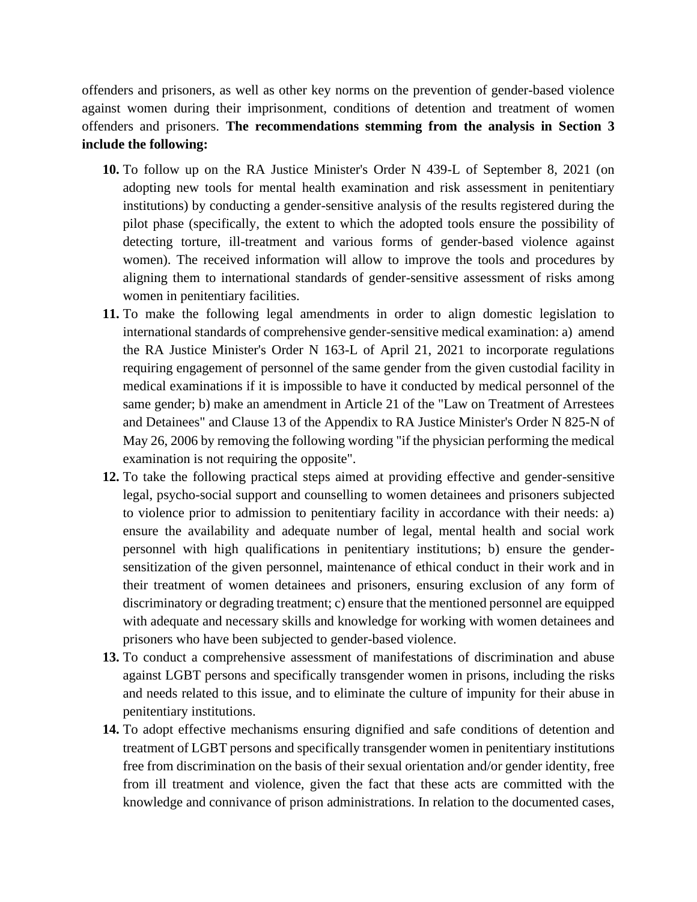offenders and prisoners, as well as other key norms on the prevention of gender-based violence against women during their imprisonment, conditions of detention and treatment of women offenders and prisoners. **The recommendations stemming from the analysis in Section 3 include the following:**

10. To follow up on the RA Justice Minister's Order N 439-L of September 8, 2021 (on adopting new tools for mental health examination and risk assessment in penitentiary institutions) by conducting a gender-sensitive analysis of the results registered during the pilot phase (specifically, the extent to which the adopted tools ensure the possibility of detecting torture, ill-treatment and various forms of gender-based violence against women). The received information will allow to improve the tools and procedures by aligning them to international standards of gender-sensitive assessment of risks among women in penitentiary facilities.
11. To make the following legal amendments in order to align domestic legislation to international standards of comprehensive gender-sensitive medical examination: a) amend the RA Justice Minister's Order N 163-L of April 21, 2021 to incorporate regulations requiring engagement of personnel of the same gender from the given custodial facility in medical examinations if it is impossible to have it conducted by medical personnel of the same gender; b) make an amendment in Article 21 of the "Law on Treatment of Arrestees and Detainees" and Clause 13 of the Appendix to RA Justice Minister's Order N 825-N of May 26, 2006 by removing the following wording "if the physician performing the medical examination is not requiring the opposite".
12. To take the following practical steps aimed at providing effective and gender-sensitive legal, psycho-social support and counselling to women detainees and prisoners subjected to violence prior to admission to penitentiary facility in accordance with their needs: a) ensure the availability and adequate number of legal, mental health and social work personnel with high qualifications in penitentiary institutions; b) ensure the gender-sensitization of the given personnel, maintenance of ethical conduct in their work and in their treatment of women detainees and prisoners, ensuring exclusion of any form of discriminatory or degrading treatment; c) ensure that the mentioned personnel are equipped with adequate and necessary skills and knowledge for working with women detainees and prisoners who have been subjected to gender-based violence.
13. To conduct a comprehensive assessment of manifestations of discrimination and abuse against LGBT persons and specifically transgender women in prisons, including the risks and needs related to this issue, and to eliminate the culture of impunity for their abuse in penitentiary institutions.
14. To adopt effective mechanisms ensuring dignified and safe conditions of detention and treatment of LGBT persons and specifically transgender women in penitentiary institutions free from discrimination on the basis of their sexual orientation and/or gender identity, free from ill treatment and violence, given the fact that these acts are committed with the knowledge and connivance of prison administrations. In relation to the documented cases,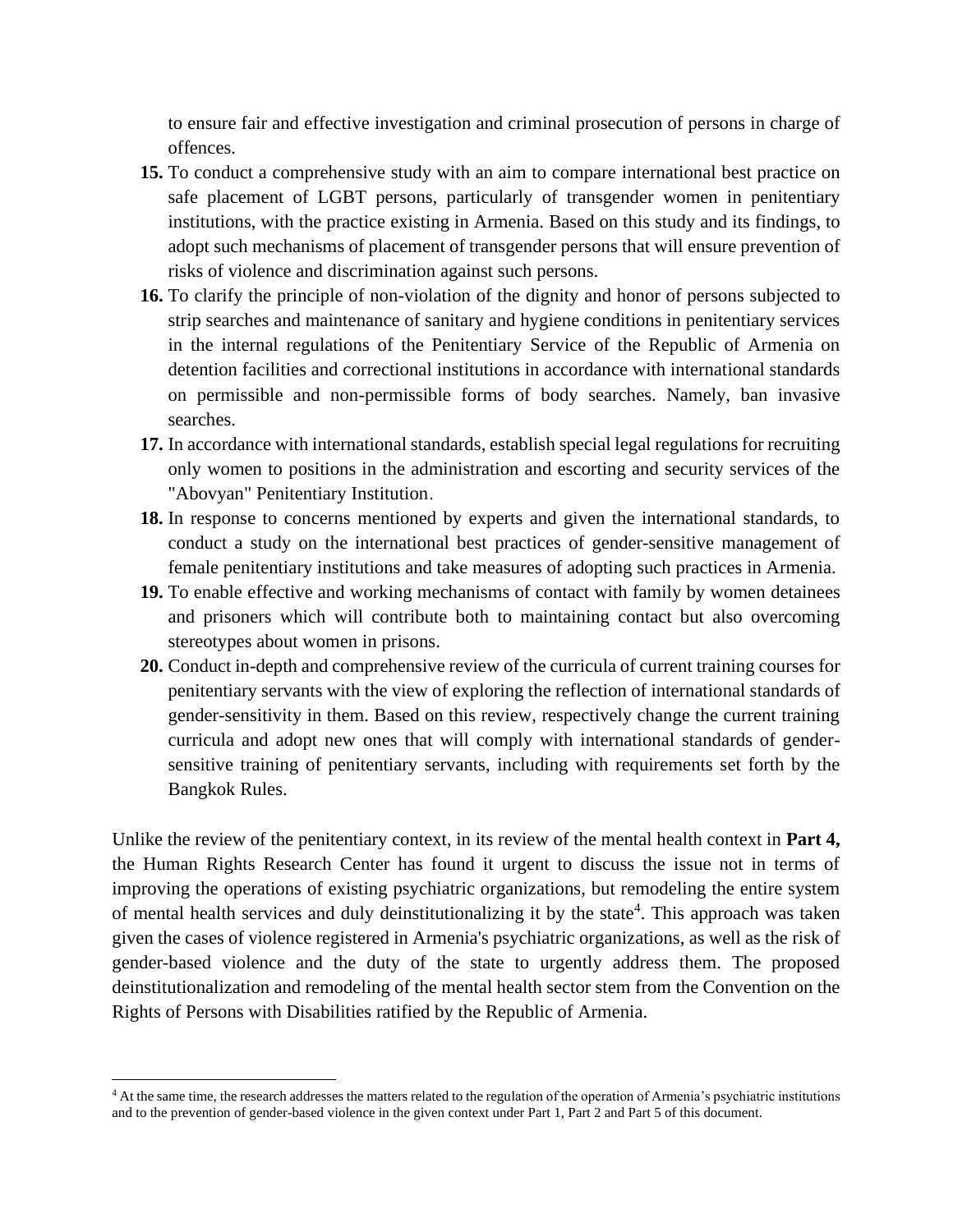to ensure fair and effective investigation and criminal prosecution of persons in charge of offences.

**15.** To conduct a comprehensive study with an aim to compare international best practice on safe placement of LGBT persons, particularly of transgender women in penitentiary institutions, with the practice existing in Armenia. Based on this study and its findings, to adopt such mechanisms of placement of transgender persons that will ensure prevention of risks of violence and discrimination against such persons.

**16.** To clarify the principle of non-violation of the dignity and honor of persons subjected to strip searches and maintenance of sanitary and hygiene conditions in penitentiary services in the internal regulations of the Penitentiary Service of the Republic of Armenia on detention facilities and correctional institutions in accordance with international standards on permissible and non-permissible forms of body searches. Namely, ban invasive searches.

**17.** In accordance with international standards, establish special legal regulations for recruiting only women to positions in the administration and escorting and security services of the "Abovyan" Penitentiary Institution.

**18.** In response to concerns mentioned by experts and given the international standards, to conduct a study on the international best practices of gender-sensitive management of female penitentiary institutions and take measures of adopting such practices in Armenia.

**19.** To enable effective and working mechanisms of contact with family by women detainees and prisoners which will contribute both to maintaining contact but also overcoming stereotypes about women in prisons.

**20.** Conduct in-depth and comprehensive review of the curricula of current training courses for penitentiary servants with the view of exploring the reflection of international standards of gender-sensitivity in them. Based on this review, respectively change the current training curricula and adopt new ones that will comply with international standards of gender-sensitive training of penitentiary servants, including with requirements set forth by the Bangkok Rules.

Unlike the review of the penitentiary context, in its review of the mental health context in **Part 4,** the Human Rights Research Center has found it urgent to discuss the issue not in terms of improving the operations of existing psychiatric organizations, but remodeling the entire system of mental health services and duly deinstitutionalizing it by the state[4]. This approach was taken given the cases of violence registered in Armenia's psychiatric organizations, as well as the risk of gender-based violence and the duty of the state to urgently address them. The proposed deinstitutionalization and remodeling of the mental health sector stem from the Convention on the Rights of Persons with Disabilities ratified by the Republic of Armenia.

[4] At the same time, the research addresses the matters related to the regulation of the operation of Armenia's psychiatric institutions and to the prevention of gender-based violence in the given context under Part 1, Part 2 and Part 5 of this document.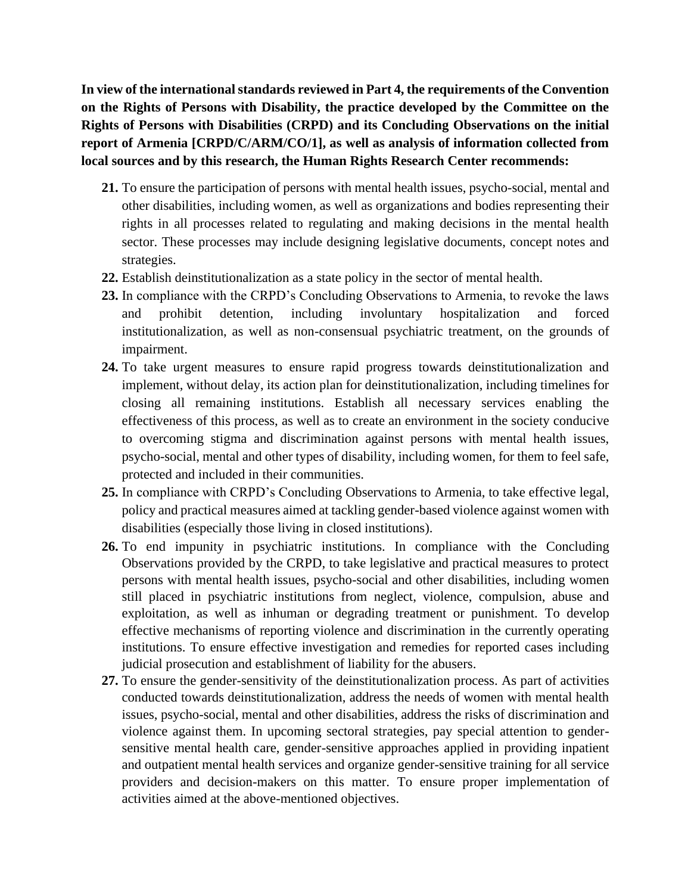**In view of the international standards reviewed in Part 4, the requirements of the Convention on the Rights of Persons with Disability, the practice developed by the Committee on the Rights of Persons with Disabilities (CRPD) and its Concluding Observations on the initial report of Armenia [CRPD/C/ARM/CO/1], as well as analysis of information collected from local sources and by this research, the Human Rights Research Center recommends:**

21. To ensure the participation of persons with mental health issues, psycho-social, mental and other disabilities, including women, as well as organizations and bodies representing their rights in all processes related to regulating and making decisions in the mental health sector. These processes may include designing legislative documents, concept notes and strategies.
22. Establish deinstitutionalization as a state policy in the sector of mental health.
23. In compliance with the CRPD's Concluding Observations to Armenia, to revoke the laws and prohibit detention, including involuntary hospitalization and forced institutionalization, as well as non-consensual psychiatric treatment, on the grounds of impairment.
24. To take urgent measures to ensure rapid progress towards deinstitutionalization and implement, without delay, its action plan for deinstitutionalization, including timelines for closing all remaining institutions. Establish all necessary services enabling the effectiveness of this process, as well as to create an environment in the society conducive to overcoming stigma and discrimination against persons with mental health issues, psycho-social, mental and other types of disability, including women, for them to feel safe, protected and included in their communities.
25. In compliance with CRPD's Concluding Observations to Armenia, to take effective legal, policy and practical measures aimed at tackling gender-based violence against women with disabilities (especially those living in closed institutions).
26. To end impunity in psychiatric institutions. In compliance with the Concluding Observations provided by the CRPD, to take legislative and practical measures to protect persons with mental health issues, psycho-social and other disabilities, including women still placed in psychiatric institutions from neglect, violence, compulsion, abuse and exploitation, as well as inhuman or degrading treatment or punishment. To develop effective mechanisms of reporting violence and discrimination in the currently operating institutions. To ensure effective investigation and remedies for reported cases including judicial prosecution and establishment of liability for the abusers.
27. To ensure the gender-sensitivity of the deinstitutionalization process. As part of activities conducted towards deinstitutionalization, address the needs of women with mental health issues, psycho-social, mental and other disabilities, address the risks of discrimination and violence against them. In upcoming sectoral strategies, pay special attention to gender-sensitive mental health care, gender-sensitive approaches applied in providing inpatient and outpatient mental health services and organize gender-sensitive training for all service providers and decision-makers on this matter. To ensure proper implementation of activities aimed at the above-mentioned objectives.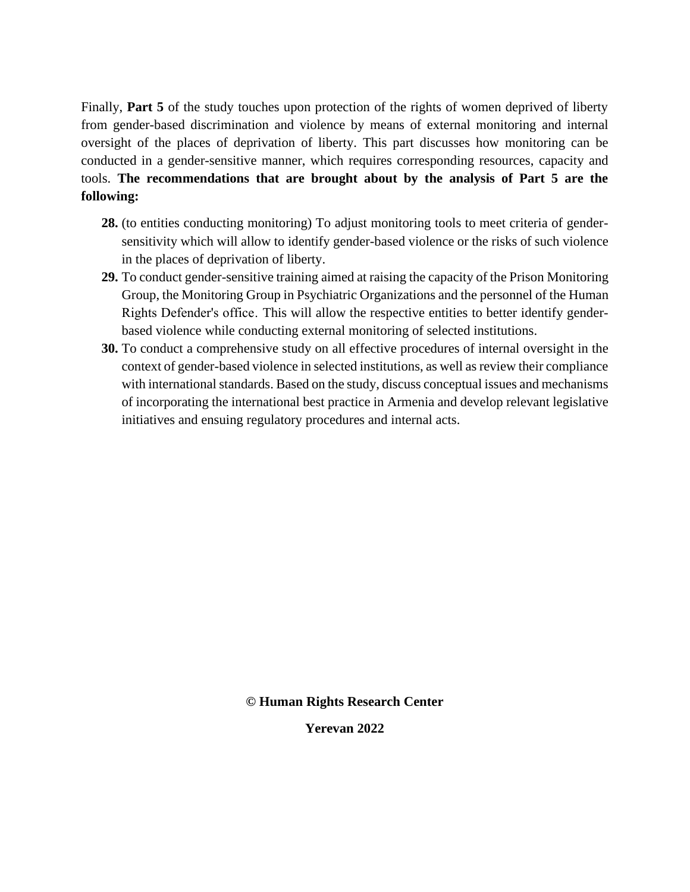Finally, **Part 5** of the study touches upon protection of the rights of women deprived of liberty from gender-based discrimination and violence by means of external monitoring and internal oversight of the places of deprivation of liberty. This part discusses how monitoring can be conducted in a gender-sensitive manner, which requires corresponding resources, capacity and tools. **The recommendations that are brought about by the analysis of Part 5 are the following:**

**28.** (to entities conducting monitoring) To adjust monitoring tools to meet criteria of gender-sensitivity which will allow to identify gender-based violence or the risks of such violence in the places of deprivation of liberty.

**29.** To conduct gender-sensitive training aimed at raising the capacity of the Prison Monitoring Group, the Monitoring Group in Psychiatric Organizations and the personnel of the Human Rights Defender's office. This will allow the respective entities to better identify gender-based violence while conducting external monitoring of selected institutions.

**30.** To conduct a comprehensive study on all effective procedures of internal oversight in the context of gender-based violence in selected institutions, as well as review their compliance with international standards. Based on the study, discuss conceptual issues and mechanisms of incorporating the international best practice in Armenia and develop relevant legislative initiatives and ensuing regulatory procedures and internal acts.

**© Human Rights Research Center**

**Yerevan 2022**